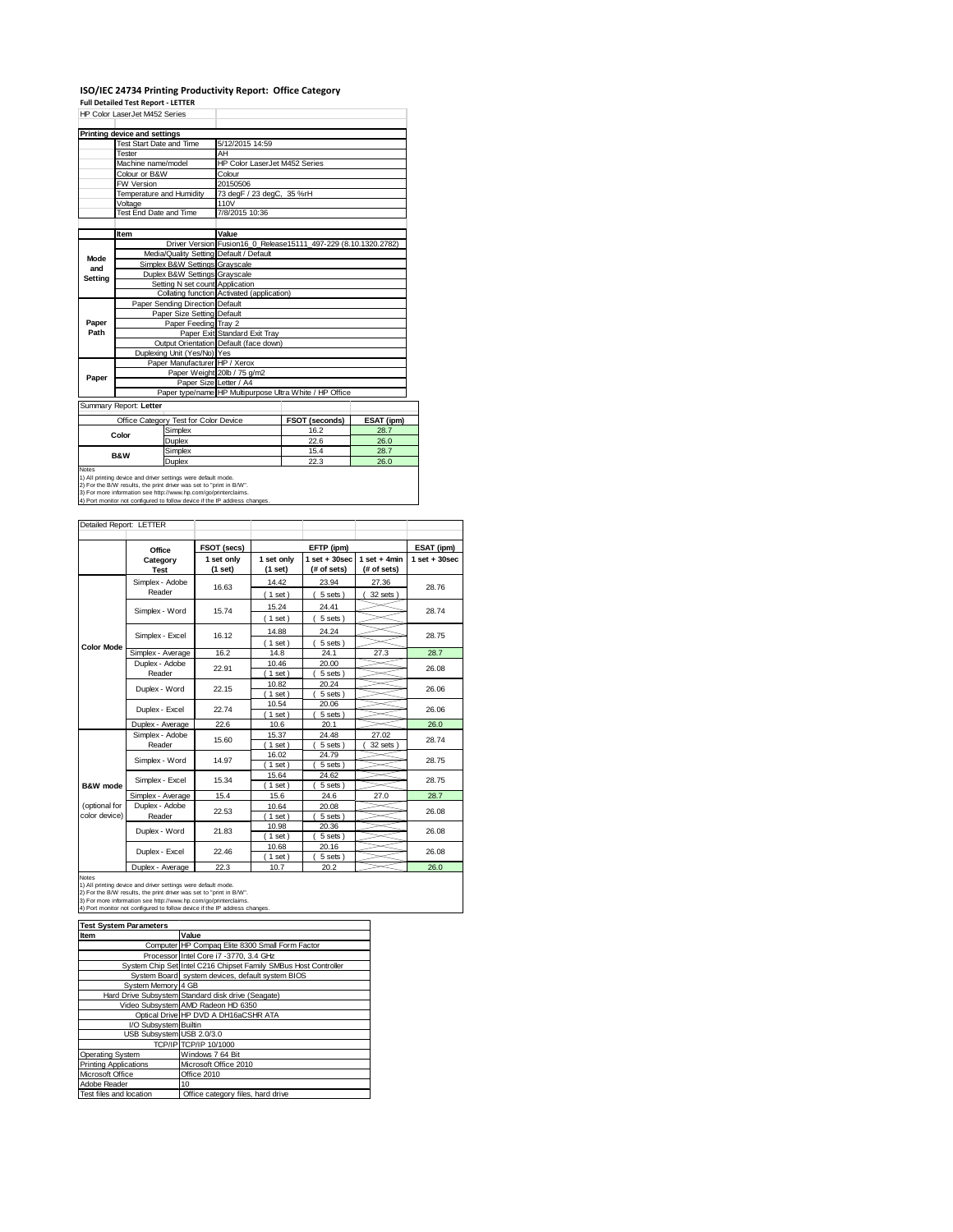# ISO/IEC 24734 Printing Productivity Report: Office Category

**Full Detailed Test Report - LETTER**

HP Color LaserJet M452 Series

| Printing device and settings | |
|---|---|
| Test Start Date and Time | 5/12/2015 14:59 |
| Tester | AH |
| Machine name/model | HP Color LaserJet M452 Series |
| Colour or B&W | Colour |
| FW Version | 20150506 |
| Temperature and Humidity | 73 degF / 23 degC, 35 %rH |
| Voltage | 110V |
| Test End Date and Time | 7/8/2015 10:36 |

| | Item | Value |
|---|---|---|
| Mode and Setting | Driver Version | Fusion16_0_Release15111_497-229 (8.10.1320.2782) |
| | Media/Quality Setting | Default / Default |
| | Simplex B&W Settings | Grayscale |
| | Duplex B&W Settings | Grayscale |
| | Setting N set count | Application |
| | Collating function | Activated (application) |
| Paper Path | Paper Sending Direction | Default |
| | Paper Size Setting | Default |
| | Paper Feeding | Tray 2 |
| | Paper Exit | Standard Exit Tray |
| | Output Orientation | Default (face down) |
| | Duplexing Unit (Yes/No) | Yes |
| Paper | Paper Manufacturer | HP / Xerox |
| | Paper Weight | 20lb / 75 g/m2 |
| | Paper Size | Letter / A4 |
| | Paper type/name | HP Multipurpose Ultra White / HP Office |

Summary Report: **Letter**

| Office Category Test for Color Device | | FSOT (seconds) | ESAT (ipm) |
|---|---|---|---|
| Color | Simplex | 16.2 | 28.7 |
| | Duplex | 22.6 | 26.0 |
| B&W | Simplex | 15.4 | 28.7 |
| | Duplex | 22.3 | 26.0 |

Notes
1) All printing device and driver settings were default mode.
2) For the B/W results, the print driver was set to "print in B/W".
3) For more information see http://www.hp.com/go/printerclaims.
4) Port monitor not configured to follow device if the IP address changes.

Detailed Report: LETTER

| | Office Category Test | FSOT (secs) 1 set only (1 set) | EFTP (ipm) 1 set only (1 set) | EFTP (ipm) 1 set + 30sec (# of sets) | EFTP (ipm) 1 set + 4min (# of sets) | ESAT (ipm) 1 set + 30sec |
|---|---|---|---|---|---|---|
| Color Mode | Simplex - Adobe Reader | 16.63 | 14.42 (1 set) | 23.94 (5 sets) | 27.36 (32 sets) | 28.76 |
| | Simplex - Word | 15.74 | 15.24 (1 set) | 24.41 (5 sets) | | 28.74 |
| | Simplex - Excel | 16.12 | 14.88 (1 set) | 24.24 (5 sets) | | 28.75 |
| | Simplex - Average | 16.2 | 14.8 | 24.1 | 27.3 | 28.7 |
| | Duplex - Adobe Reader | 22.91 | 10.46 (1 set) | 20.00 (5 sets) | | 26.08 |
| | Duplex - Word | 22.15 | 10.82 (1 set) | 20.24 (5 sets) | | 26.06 |
| | Duplex - Excel | 22.74 | 10.54 (1 set) | 20.06 (5 sets) | | 26.06 |
| | Duplex - Average | 22.6 | 10.6 | 20.1 | | 26.0 |
| B&W mode (optional for color device) | Simplex - Adobe Reader | 15.60 | 15.37 (1 set) | 24.48 (5 sets) | 27.02 (32 sets) | 28.74 |
| | Simplex - Word | 14.97 | 16.02 (1 set) | 24.79 (5 sets) | | 28.75 |
| | Simplex - Excel | 15.34 | 15.64 (1 set) | 24.62 (5 sets) | | 28.75 |
| | Simplex - Average | 15.4 | 15.6 | 24.6 | 27.0 | 28.7 |
| | Duplex - Adobe Reader | 22.53 | 10.64 (1 set) | 20.08 (5 sets) | | 26.08 |
| | Duplex - Word | 21.83 | 10.98 (1 set) | 20.36 (5 sets) | | 26.08 |
| | Duplex - Excel | 22.46 | 10.68 (1 set) | 20.16 (5 sets) | | 26.08 |
| | Duplex - Average | 22.3 | 10.7 | 20.2 | | 26.0 |

Notes
1) All printing device and driver settings were default mode.
2) For the B/W results, the print driver was set to "print in B/W".
3) For more information see http://www.hp.com/go/printerclaims.
4) Port monitor not configured to follow device if the IP address changes.

| Test System Parameters | |
|---|---|
| **Item** | **Value** |
| Computer | HP Compaq Elite 8300 Small Form Factor |
| Processor | Intel Core i7 -3770, 3.4 GHz |
| System Chip Set | Intel C216 Chipset Family SMBus Host Controller |
| System Board | system devices, default system BIOS |
| System Memory | 4 GB |
| Hard Drive Subsystem | Standard disk drive (Seagate) |
| Video Subsystem | AMD Radeon HD 6350 |
| Optical Drive | HP DVD A DH16aCSHR ATA |
| I/O Subsystem | Builtin |
| USB Subsystem | USB 2.0/3.0 |
| TCP/IP | TCP/IP 10/1000 |
| Operating System | Windows 7 64 Bit |
| Printing Applications | Microsoft Office 2010 |
| Microsoft Office | Office 2010 |
| Adobe Reader | 10 |
| Test files and location | Office category files, hard drive |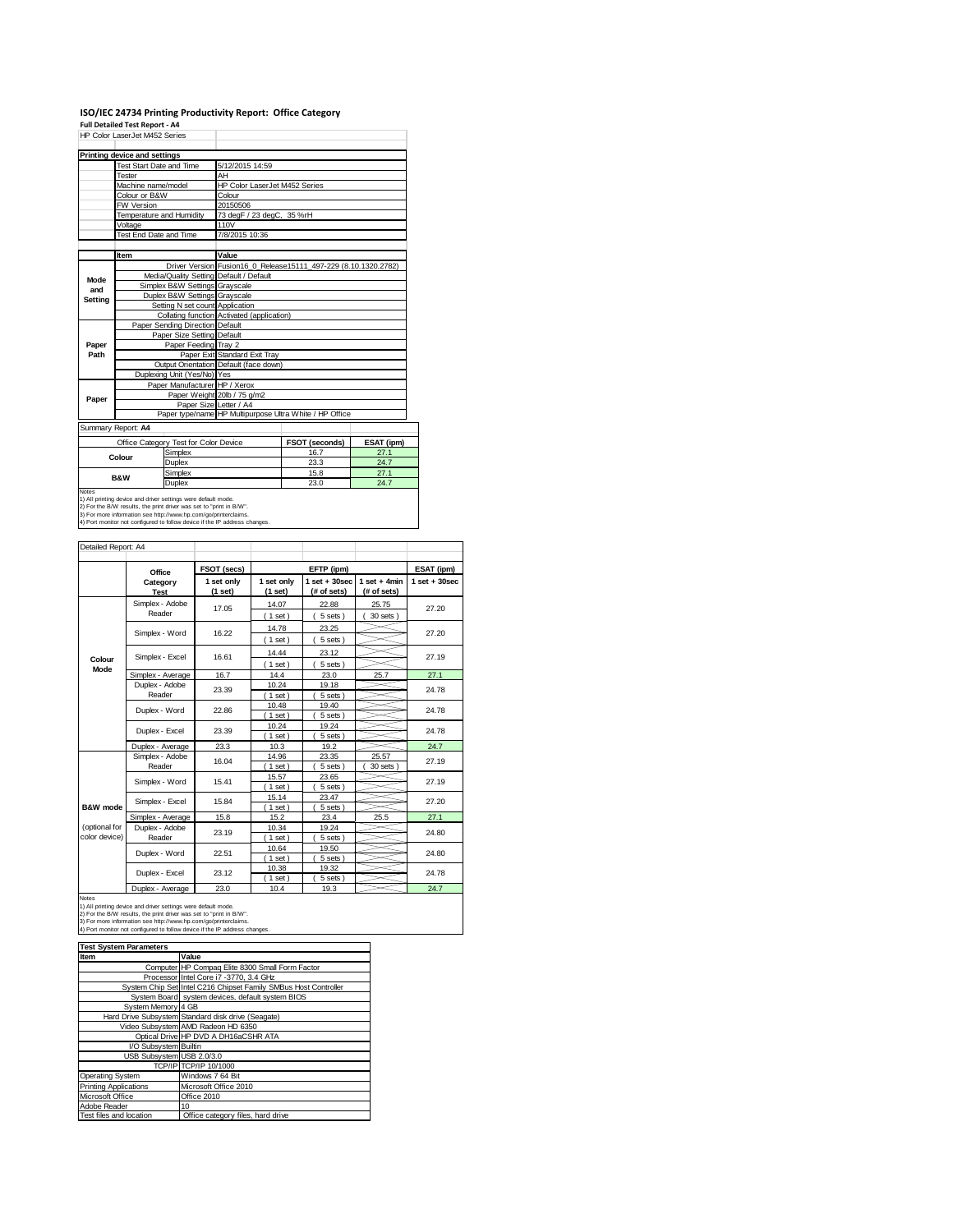# ISO/IEC 24734 Printing Productivity Report: Office Category

**Full Detailed Test Report - A4**

HP Color LaserJet M452 Series

**Printing device and settings**

| | |
|---|---|
| Test Start Date and Time | 5/12/2015 14:59 |
| Tester | AH |
| Machine name/model | HP Color LaserJet M452 Series |
| Colour or B&W | Colour |
| FW Version | 20150506 |
| Temperature and Humidity | 73 degF / 23 degC, 35 %rH |
| Voltage | 110V |
| Test End Date and Time | 7/8/2015 10:36 |

| | Item | Value |
|---|---|---|
| Mode and Setting | Driver Version | Fusion16_0_Release15111_497-229 (8.10.1320.2782) |
| | Media/Quality Setting | Default / Default |
| | Simplex B&W Settings | Grayscale |
| | Duplex B&W Settings | Grayscale |
| | Setting N set count | Application |
| | Collating function | Activated (application) |
| Paper Path | Paper Sending Direction | Default |
| | Paper Size Setting | Default |
| | Paper Feeding | Tray 2 |
| | Paper Exit | Standard Exit Tray |
| | Output Orientation | Default (face down) |
| | Duplexing Unit (Yes/No) | Yes |
| Paper | Paper Manufacturer | HP / Xerox |
| | Paper Weight | 20lb / 75 g/m2 |
| | Paper Size | Letter / A4 |
| | Paper type/name | HP Multipurpose Ultra White / HP Office |

**Summary Report: A4**

| Office Category Test for Color Device | | FSOT (seconds) | ESAT (ipm) |
|---|---|---|---|
| Colour | Simplex | 16.7 | 27.1 |
| | Duplex | 23.3 | 24.7 |
| B&W | Simplex | 15.8 | 27.1 |
| | Duplex | 23.0 | 24.7 |

Notes
1) All printing device and driver settings were default mode.
2) For the B/W results, the print driver was set to "print in B/W".
3) For more information see http://www.hp.com/go/printerclaims.
4) Port monitor not configured to follow device if the IP address changes.

**Detailed Report: A4**

| | Office Category Test | FSOT (secs) | EFTP (ipm) | | | ESAT (ipm) |
|---|---|---|---|---|---|---|
| | | 1 set only (1 set) | 1 set only (1 set) | 1 set + 30sec (# of sets) | 1 set + 4min (# of sets) | 1 set + 30sec |
| Colour Mode | Simplex - Adobe Reader | 17.05 | 14.07 (1 set) | 22.88 (5 sets) | 25.75 (30 sets) | 27.20 |
| | Simplex - Word | 16.22 | 14.78 (1 set) | 23.25 (5 sets) | | 27.20 |
| | Simplex - Excel | 16.61 | 14.44 (1 set) | 23.12 (5 sets) | | 27.19 |
| | Simplex - Average | 16.7 | 14.4 | 23.0 | 25.7 | 27.1 |
| | Duplex - Adobe Reader | 23.39 | 10.24 (1 set) | 19.18 (5 sets) | | 24.78 |
| | Duplex - Word | 22.86 | 10.48 (1 set) | 19.40 (5 sets) | | 24.78 |
| | Duplex - Excel | 23.39 | 10.24 (1 set) | 19.24 (5 sets) | | 24.78 |
| | Duplex - Average | 23.3 | 10.3 | 19.2 | | 24.7 |
| B&W mode (optional for color device) | Simplex - Adobe Reader | 16.04 | 14.96 (1 set) | 23.35 (5 sets) | 25.57 (30 sets) | 27.19 |
| | Simplex - Word | 15.41 | 15.57 (1 set) | 23.65 (5 sets) | | 27.19 |
| | Simplex - Excel | 15.84 | 15.14 (1 set) | 23.47 (5 sets) | | 27.20 |
| | Simplex - Average | 15.8 | 15.2 | 23.4 | 25.5 | 27.1 |
| | Duplex - Adobe Reader | 23.19 | 10.34 (1 set) | 19.24 (5 sets) | | 24.80 |
| | Duplex - Word | 22.51 | 10.64 (1 set) | 19.50 (5 sets) | | 24.80 |
| | Duplex - Excel | 23.12 | 10.38 (1 set) | 19.32 (5 sets) | | 24.78 |
| | Duplex - Average | 23.0 | 10.4 | 19.3 | | 24.7 |

Notes
1) All printing device and driver settings were default mode.
2) For the B/W results, the print driver was set to "print in B/W".
3) For more information see http://www.hp.com/go/printerclaims.
4) Port monitor not configured to follow device if the IP address changes.

**Test System Parameters**

| Item | Value |
|---|---|
| Computer | HP Compaq Elite 8300 Small Form Factor |
| Processor | Intel Core i7 -3770, 3.4 GHz |
| System Chip Set | Intel C216 Chipset Family SMBus Host Controller |
| System Board | system devices, default system BIOS |
| System Memory | 4 GB |
| Hard Drive Subsystem | Standard disk drive (Seagate) |
| Video Subsystem | AMD Radeon HD 6350 |
| Optical Drive | HP DVD A DH16aCSHR ATA |
| I/O Subsystem | Builtin |
| USB Subsystem | USB 2.0/3.0 |
| TCP/IP | TCP/IP 10/1000 |
| Operating System | Windows 7 64 Bit |
| Printing Applications | Microsoft Office 2010 |
| Microsoft Office | Office 2010 |
| Adobe Reader | 10 |
| Test files and location | Office category files, hard drive |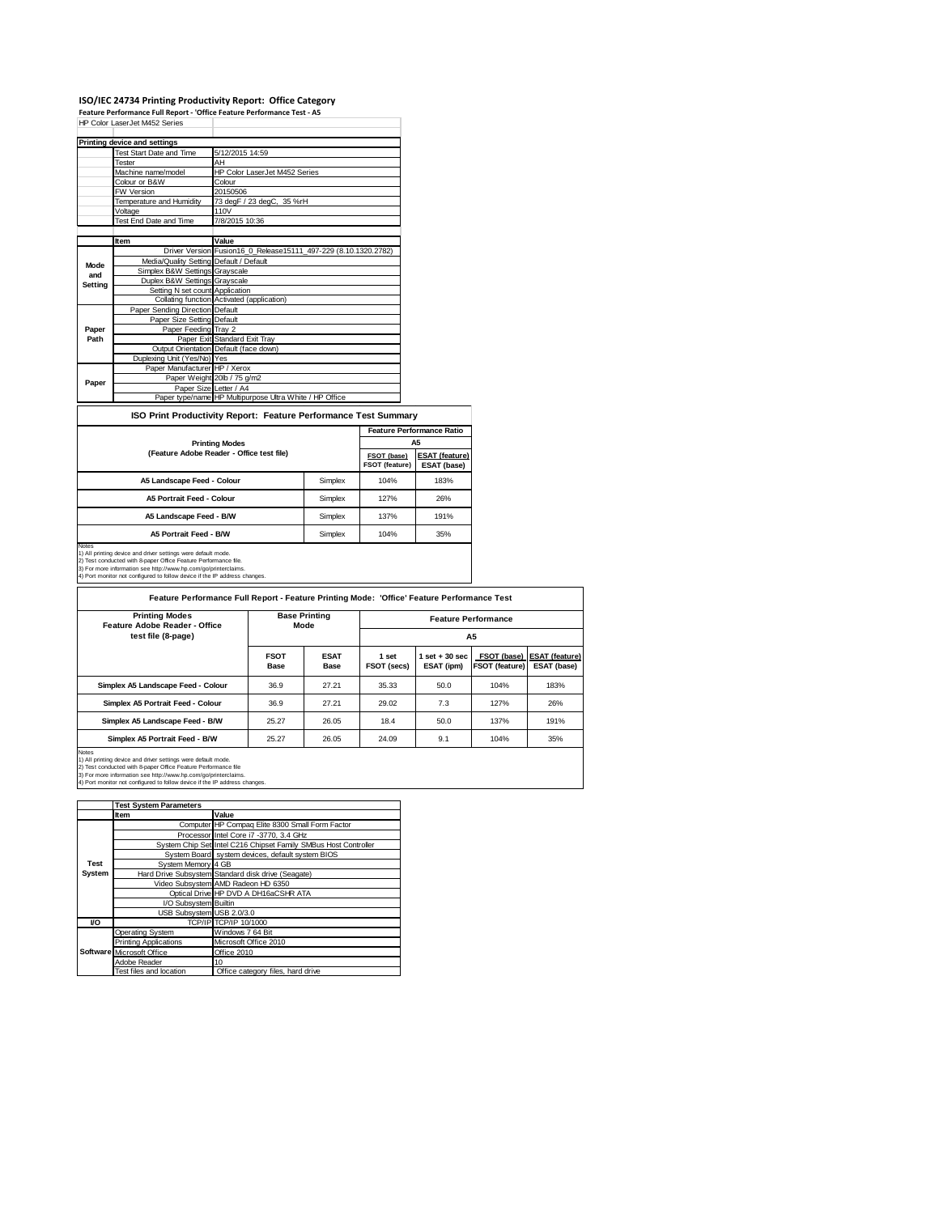# ISO/IEC 24734 Printing Productivity Report: Office Category

**Feature Performance Full Report - 'Office Feature Performance Test - A5**

HP Color LaserJet M452 Series

| Printing device and settings | | |
|---|---|---|
| | Test Start Date and Time | 5/12/2015 14:59 |
| | Tester | AH |
| | Machine name/model | HP Color LaserJet M452 Series |
| | Colour or B&W | Colour |
| | FW Version | 20150506 |
| | Temperature and Humidity | 73 degF / 23 degC, 35 %rH |
| | Voltage | 110V |
| | Test End Date and Time | 7/8/2015 10:36 |

| | Item | Value |
|---|---|---|
| | Driver Version | Fusion16_0_Release15111_497-229 (8.10.1320.2782) |
| Mode and Setting | Media/Quality Setting | Default / Default |
| | Simplex B&W Settings | Grayscale |
| | Duplex B&W Settings | Grayscale |
| | Setting N set count | Application |
| | Collating function | Activated (application) |
| Paper Path | Paper Sending Direction | Default |
| | Paper Size Setting | Default |
| | Paper Feeding | Tray 2 |
| | Paper Exit | Standard Exit Tray |
| | Output Orientation | Default (face down) |
| | Duplexing Unit (Yes/No) | Yes |
| Paper | Paper Manufacturer | HP / Xerox |
| | Paper Weight | 20lb / 75 g/m2 |
| | Paper Size | Letter / A4 |
| | Paper type/name | HP Multipurpose Ultra White / HP Office |

## ISO Print Productivity Report: Feature Performance Test Summary

| Printing Modes (Feature Adobe Reader - Office test file) | | Feature Performance Ratio A5 FSOT (base) / FSOT (feature) | Feature Performance Ratio A5 ESAT (feature) / ESAT (base) |
|---|---|---|---|
| A5 Landscape Feed - Colour | Simplex | 104% | 183% |
| A5 Portrait Feed - Colour | Simplex | 127% | 26% |
| A5 Landscape Feed - B/W | Simplex | 137% | 191% |
| A5 Portrait Feed - B/W | Simplex | 104% | 35% |

Notes
1) All printing device and driver settings were default mode.
2) Test conducted with 8-paper Office Feature Performance file.
3) For more information see http://www.hp.com/go/printerclaims.
4) Port monitor not configured to follow device if the IP address changes.

## Feature Performance Full Report - Feature Printing Mode: 'Office' Feature Performance Test

| Printing Modes Feature Adobe Reader - Office test file (8-page) | Base Printing Mode | | Feature Performance A5 | | | |
|---|---|---|---|---|---|---|
| | FSOT Base | ESAT Base | 1 set FSOT (secs) | 1 set + 30 sec ESAT (ipm) | FSOT (base) / FSOT (feature) | ESAT (feature) / ESAT (base) |
| Simplex A5 Landscape Feed - Colour | 36.9 | 27.21 | 35.33 | 50.0 | 104% | 183% |
| Simplex A5 Portrait Feed - Colour | 36.9 | 27.21 | 29.02 | 7.3 | 127% | 26% |
| Simplex A5 Landscape Feed - B/W | 25.27 | 26.05 | 18.4 | 50.0 | 137% | 191% |
| Simplex A5 Portrait Feed - B/W | 25.27 | 26.05 | 24.09 | 9.1 | 104% | 35% |

Notes
1) All printing device and driver settings were default mode.
2) Test conducted with 8-paper Office Feature Performance file
3) For more information see http://www.hp.com/go/printerclaims.
4) Port monitor not configured to follow device if the IP address changes.

| | Test System Parameters | |
|---|---|---|
| | Item | Value |
| Test System | Computer | HP Compaq Elite 8300 Small Form Factor |
| | Processor | Intel Core i7 -3770, 3.4 GHz |
| | System Chip Set | Intel C216 Chipset Family SMBus Host Controller |
| | System Board | system devices, default system BIOS |
| | System Memory | 4 GB |
| | Hard Drive Subsystem | Standard disk drive (Seagate) |
| | Video Subsystem | AMD Radeon HD 6350 |
| | Optical Drive | HP DVD A DH16aCSHR ATA |
| | I/O Subsystem | Builtin |
| | USB Subsystem | USB 2.0/3.0 |
| I/O | TCP/IP | TCP/IP 10/1000 |
| Software | Operating System | Windows 7 64 Bit |
| | Printing Applications | Microsoft Office 2010 |
| | Microsoft Office | Office 2010 |
| | Adobe Reader | 10 |
| | Test files and location | Office category files, hard drive |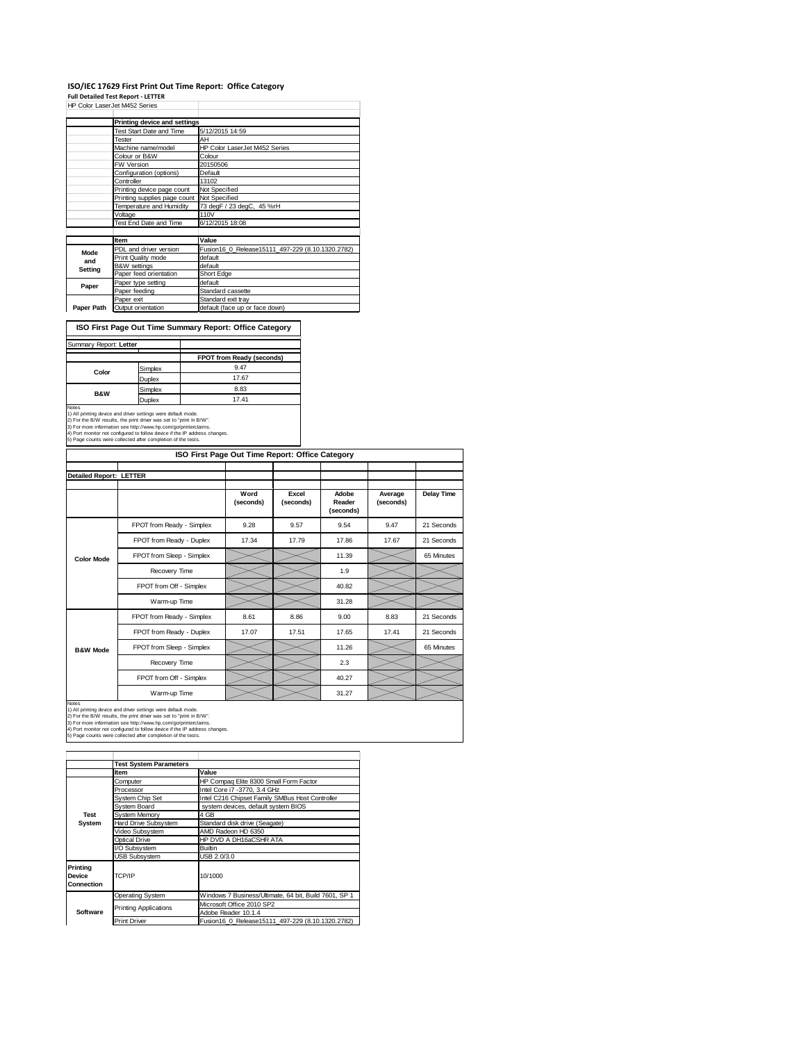## ISO/IEC 17629 First Print Out Time Report: Office Category

**Full Detailed Test Report - LETTER**

HP Color LaserJet M452 Series

| | Printing device and settings | |
|---|---|---|
| | Test Start Date and Time | 5/12/2015 14:59 |
| | Tester | AH |
| | Machine name/model | HP Color LaserJet M452 Series |
| | Colour or B&W | Colour |
| | FW Version | 20150506 |
| | Configuration (options) | Default |
| | Controller | 13102 |
| | Printing device page count | Not Specified |
| | Printing supplies page count | Not Specified |
| | Temperature and Humidity | 73 degF / 23 degC, 45 %rH |
| | Voltage | 110V |
| | Test End Date and Time | 6/12/2015 18:08 |

| | Item | Value |
|---|---|---|
| Mode and Setting | PDL and driver version | Fusion16_0_Release15111_497-229 (8.10.1320.2782) |
| | Print Quality mode | default |
| | B&W settings | default |
| | Paper feed orientation | Short Edge |
| Paper | Paper type setting | default |
| | Paper feeding | Standard cassette |
| | Paper exit | Standard exit tray |
| Paper Path | Output orientation | default (face up or face down) |

### ISO First Page Out Time Summary Report: Office Category

Summary Report: **Letter**

| | | FPOT from Ready (seconds) |
|---|---|---|
| Color | Simplex | 9.47 |
| | Duplex | 17.67 |
| B&W | Simplex | 8.83 |
| | Duplex | 17.41 |

Notes
1) All printing device and driver settings were default mode.
2) For the B/W results, the print driver was set to "print in B/W".
3) For more information see http://www.hp.com/go/printerclaims.
4) Port monitor not configured to follow device if the IP address changes.
5) Page counts were collected after completion of the tests.

### ISO First Page Out Time Report: Office Category

**Detailed Report: LETTER**

| | | Word (seconds) | Excel (seconds) | Adobe Reader (seconds) | Average (seconds) | Delay Time |
|---|---|---|---|---|---|---|
| Color Mode | FPOT from Ready - Simplex | 9.28 | 9.57 | 9.54 | 9.47 | 21 Seconds |
| | FPOT from Ready - Duplex | 17.34 | 17.79 | 17.86 | 17.67 | 21 Seconds |
| | FPOT from Sleep - Simplex | | | 11.39 | | 65 Minutes |
| | Recovery Time | | | 1.9 | | |
| | FPOT from Off - Simplex | | | 40.82 | | |
| | Warm-up Time | | | 31.28 | | |
| B&W Mode | FPOT from Ready - Simplex | 8.61 | 8.86 | 9.00 | 8.83 | 21 Seconds |
| | FPOT from Ready - Duplex | 17.07 | 17.51 | 17.65 | 17.41 | 21 Seconds |
| | FPOT from Sleep - Simplex | | | 11.26 | | 65 Minutes |
| | Recovery Time | | | 2.3 | | |
| | FPOT from Off - Simplex | | | 40.27 | | |
| | Warm-up Time | | | 31.27 | | |

Notes
1) All printing device and driver settings were default mode.
2) For the B/W results, the print driver was set to "print in B/W".
3) For more information see http://www.hp.com/go/printerclaims.
4) Port monitor not configured to follow device if the IP address changes.
5) Page counts were collected after completion of the tests.

| | Test System Parameters | |
|---|---|---|
| | Item | Value |
| Test System | Computer | HP Compaq Elite 8300 Small Form Factor |
| | Processor | Intel Core i7 -3770, 3.4 GHz |
| | System Chip Set | Intel C216 Chipset Family SMBus Host Controller |
| | System Board | system devices, default system BIOS |
| | System Memory | 4 GB |
| | Hard Drive Subsystem | Standard disk drive (Seagate) |
| | Video Subsystem | AMD Radeon HD 6350 |
| | Optical Drive | HP DVD A DH16aCSHR ATA |
| | I/O Subsystem | Builtin |
| | USB Subsystem | USB 2.0/3.0 |
| Printing Device Connection | TCP/IP | 10/1000 |
| Software | Operating System | Windows 7 Business/Ultimate, 64 bit, Build 7601, SP 1 |
| | Printing Applications | Microsoft Office 2010 SP2 |
| | | Adobe Reader 10.1.4 |
| | Print Driver | Fusion16_0_Release15111_497-229 (8.10.1320.2782) |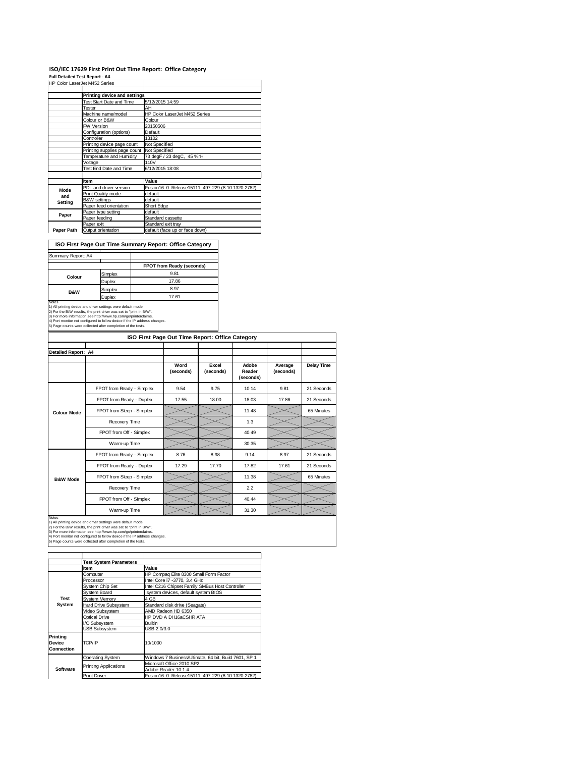# ISO/IEC 17629 First Print Out Time Report: Office Category

**Full Detailed Test Report - A4**

HP Color LaserJet M452 Series

| | | |
|---|---|---|
| | **Printing device and settings** | |
| | Test Start Date and Time | 5/12/2015 14:59 |
| | Tester | AH |
| | Machine name/model | HP Color LaserJet M452 Series |
| | Colour or B&W | Colour |
| | FW Version | 20150506 |
| | Configuration (options) | Default |
| | Controller | 13102 |
| | Printing device page count | Not Specified |
| | Printing supplies page count | Not Specified |
| | Temperature and Humidity | 73 degF / 23 degC, 45 %rH |
| | Voltage | 110V |
| | Test End Date and Time | 6/12/2015 18:08 |
| | **Item** | **Value** |
| **Mode and Setting** | PDL and driver version | Fusion16_0_Release15111_497-229 (8.10.1320.2782) |
| | Print Quality mode | default |
| | B&W settings | default |
| | Paper feed orientation | Short Edge |
| **Paper** | Paper type setting | default |
| | Paper feeding | Standard cassette |
| | Paper exit | Standard exit tray |
| **Paper Path** | Output orientation | default (face up or face down) |

## ISO First Page Out Time Summary Report: Office Category

Summary Report: A4

| | | FPOT from Ready (seconds) |
|---|---|---|
| **Colour** | Simplex | 9.81 |
| | Duplex | 17.86 |
| **B&W** | Simplex | 8.97 |
| | Duplex | 17.61 |

Notes
1) All printing device and driver settings were default mode.
2) For the B/W results, the print driver was set to "print in B/W".
3) For more information see http://www.hp.com/go/printerclaims.
4) Port monitor not configured to follow device if the IP address changes.
5) Page counts were collected after completion of the tests.

## ISO First Page Out Time Report: Office Category

Detailed Report: A4

| | | Word (seconds) | Excel (seconds) | Adobe Reader (seconds) | Average (seconds) | Delay Time |
|---|---|---|---|---|---|---|
| **Colour Mode** | FPOT from Ready - Simplex | 9.54 | 9.75 | 10.14 | 9.81 | 21 Seconds |
| | FPOT from Ready - Duplex | 17.55 | 18.00 | 18.03 | 17.86 | 21 Seconds |
| | FPOT from Sleep - Simplex | | | 11.48 | | 65 Minutes |
| | Recovery Time | | | 1.3 | | |
| | FPOT from Off - Simplex | | | 40.49 | | |
| | Warm-up Time | | | 30.35 | | |
| **B&W Mode** | FPOT from Ready - Simplex | 8.76 | 8.98 | 9.14 | 8.97 | 21 Seconds |
| | FPOT from Ready - Duplex | 17.29 | 17.70 | 17.82 | 17.61 | 21 Seconds |
| | FPOT from Sleep - Simplex | | | 11.38 | | 65 Minutes |
| | Recovery Time | | | 2.2 | | |
| | FPOT from Off - Simplex | | | 40.44 | | |
| | Warm-up Time | | | 31.30 | | |

Notes
1) All printing device and driver settings were default mode.
2) For the B/W results, the print driver was set to "print in B/W".
3) For more information see http://www.hp.com/go/printerclaims.
4) Port monitor not configured to follow device if the IP address changes.
5) Page counts were collected after completion of the tests.

| | | |
|---|---|---|
| | **Test System Parameters** | |
| | **Item** | **Value** |
| **Test System** | Computer | HP Compaq Elite 8300 Small Form Factor |
| | Processor | Intel Core i7 -3770, 3.4 GHz |
| | System Chip Set | Intel C216 Chipset Family SMBus Host Controller |
| | System Board | system devices, default system BIOS |
| | System Memory | 4 GB |
| | Hard Drive Subsystem | Standard disk drive (Seagate) |
| | Video Subsystem | AMD Radeon HD 6350 |
| | Optical Drive | HP DVD A DH16aCSHR ATA |
| | I/O Subsystem | Builtin |
| | USB Subsystem | USB 2.0/3.0 |
| **Printing Device Connection** | TCP/IP | 10/1000 |
| **Software** | Operating System | Windows 7 Business/Ultimate, 64 bit, Build 7601, SP 1 |
| | Printing Applications | Microsoft Office 2010 SP2 |
| | | Adobe Reader 10.1.4 |
| | Print Driver | Fusion16_0_Release15111_497-229 (8.10.1320.2782) |